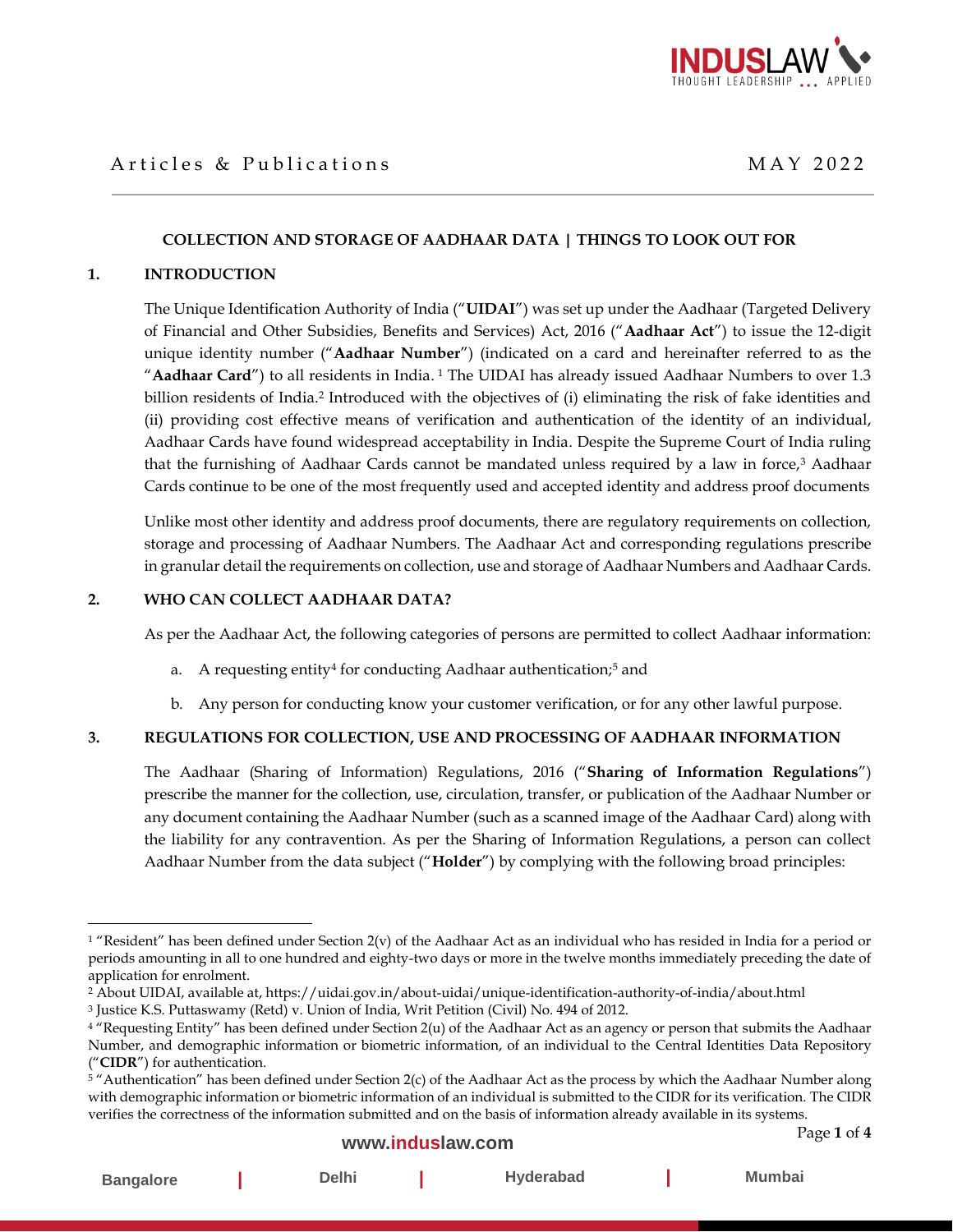# COLLECTION AND STORAGE OF AADHAAR DATA | THINGS TO LOOK OUT FOR

## 1. INTRODUCTION

The Unique Identification Authority of India ("**UIDAI**") was set up under the Aadhaar (Targeted Delivery of Financial and Other Subsidies, Benefits and Services) Act, 2016 ("**Aadhaar Act**") to issue the 12-digit unique identity number ("**Aadhaar Number**") (indicated on a card and hereinafter referred to as the "**Aadhaar Card**") to all residents in India.[1] The UIDAI has already issued Aadhaar Numbers to over 1.3 billion residents of India.[2] Introduced with the objectives of (i) eliminating the risk of fake identities and (ii) providing cost effective means of verification and authentication of the identity of an individual, Aadhaar Cards have found widespread acceptability in India. Despite the Supreme Court of India ruling that the furnishing of Aadhaar Cards cannot be mandated unless required by a law in force,[3] Aadhaar Cards continue to be one of the most frequently used and accepted identity and address proof documents

Unlike most other identity and address proof documents, there are regulatory requirements on collection, storage and processing of Aadhaar Numbers. The Aadhaar Act and corresponding regulations prescribe in granular detail the requirements on collection, use and storage of Aadhaar Numbers and Aadhaar Cards.

## 2. WHO CAN COLLECT AADHAAR DATA?

As per the Aadhaar Act, the following categories of persons are permitted to collect Aadhaar information:

a. A requesting entity[4] for conducting Aadhaar authentication;[5] and

b. Any person for conducting know your customer verification, or for any other lawful purpose.

## 3. REGULATIONS FOR COLLECTION, USE AND PROCESSING OF AADHAAR INFORMATION

The Aadhaar (Sharing of Information) Regulations, 2016 ("**Sharing of Information Regulations**") prescribe the manner for the collection, use, circulation, transfer, or publication of the Aadhaar Number or any document containing the Aadhaar Number (such as a scanned image of the Aadhaar Card) along with the liability for any contravention. As per the Sharing of Information Regulations, a person can collect Aadhaar Number from the data subject ("**Holder**") by complying with the following broad principles:

---

[1] "Resident" has been defined under Section 2(v) of the Aadhaar Act as an individual who has resided in India for a period or periods amounting in all to one hundred and eighty-two days or more in the twelve months immediately preceding the date of application for enrolment.

[2] About UIDAI, available at, https://uidai.gov.in/about-uidai/unique-identification-authority-of-india/about.html

[3] Justice K.S. Puttaswamy (Retd) v. Union of India, Writ Petition (Civil) No. 494 of 2012.

[4] "Requesting Entity" has been defined under Section 2(u) of the Aadhaar Act as an agency or person that submits the Aadhaar Number, and demographic information or biometric information, of an individual to the Central Identities Data Repository ("**CIDR**") for authentication.

[5] "Authentication" has been defined under Section 2(c) of the Aadhaar Act as the process by which the Aadhaar Number along with demographic information or biometric information of an individual is submitted to the CIDR for its verification. The CIDR verifies the correctness of the information submitted and on the basis of information already available in its systems.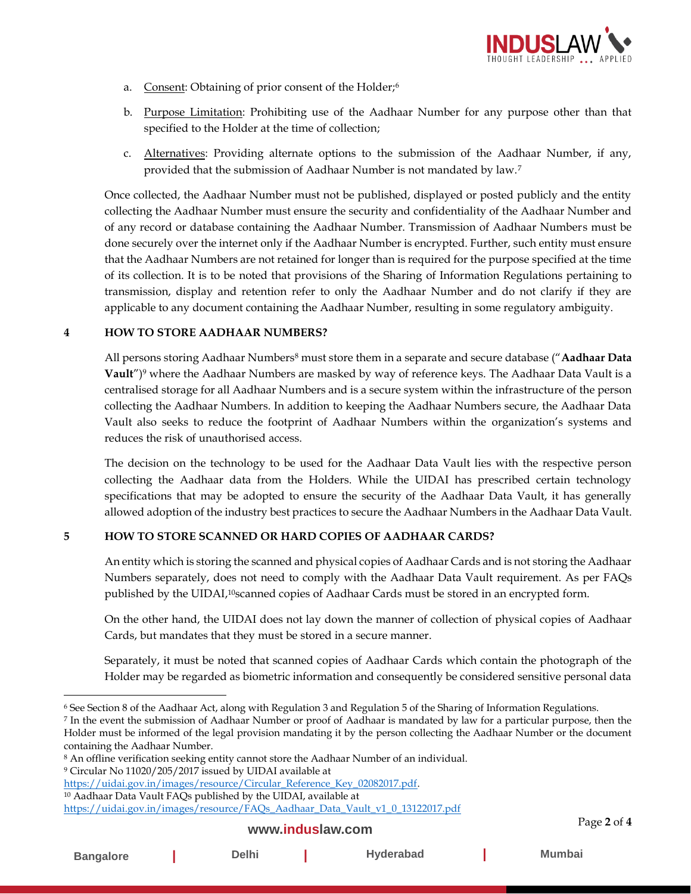a. Consent: Obtaining of prior consent of the Holder;[6]

b. Purpose Limitation: Prohibiting use of the Aadhaar Number for any purpose other than that specified to the Holder at the time of collection;

c. Alternatives: Providing alternate options to the submission of the Aadhaar Number, if any, provided that the submission of Aadhaar Number is not mandated by law.[7]

Once collected, the Aadhaar Number must not be published, displayed or posted publicly and the entity collecting the Aadhaar Number must ensure the security and confidentiality of the Aadhaar Number and of any record or database containing the Aadhaar Number. Transmission of Aadhaar Numbers must be done securely over the internet only if the Aadhaar Number is encrypted. Further, such entity must ensure that the Aadhaar Numbers are not retained for longer than is required for the purpose specified at the time of its collection. It is to be noted that provisions of the Sharing of Information Regulations pertaining to transmission, display and retention refer to only the Aadhaar Number and do not clarify if they are applicable to any document containing the Aadhaar Number, resulting in some regulatory ambiguity.

## 4 HOW TO STORE AADHAAR NUMBERS?

All persons storing Aadhaar Numbers[8] must store them in a separate and secure database ("**Aadhaar Data Vault**")[9] where the Aadhaar Numbers are masked by way of reference keys. The Aadhaar Data Vault is a centralised storage for all Aadhaar Numbers and is a secure system within the infrastructure of the person collecting the Aadhaar Numbers. In addition to keeping the Aadhaar Numbers secure, the Aadhaar Data Vault also seeks to reduce the footprint of Aadhaar Numbers within the organization's systems and reduces the risk of unauthorised access.

The decision on the technology to be used for the Aadhaar Data Vault lies with the respective person collecting the Aadhaar data from the Holders. While the UIDAI has prescribed certain technology specifications that may be adopted to ensure the security of the Aadhaar Data Vault, it has generally allowed adoption of the industry best practices to secure the Aadhaar Numbers in the Aadhaar Data Vault.

## 5 HOW TO STORE SCANNED OR HARD COPIES OF AADHAAR CARDS?

An entity which is storing the scanned and physical copies of Aadhaar Cards and is not storing the Aadhaar Numbers separately, does not need to comply with the Aadhaar Data Vault requirement. As per FAQs published by the UIDAI,[10]scanned copies of Aadhaar Cards must be stored in an encrypted form.

On the other hand, the UIDAI does not lay down the manner of collection of physical copies of Aadhaar Cards, but mandates that they must be stored in a secure manner.

Separately, it must be noted that scanned copies of Aadhaar Cards which contain the photograph of the Holder may be regarded as biometric information and consequently be considered sensitive personal data

---

[6] See Section 8 of the Aadhaar Act, along with Regulation 3 and Regulation 5 of the Sharing of Information Regulations.

[7] In the event the submission of Aadhaar Number or proof of Aadhaar is mandated by law for a particular purpose, then the Holder must be informed of the legal provision mandating it by the person collecting the Aadhaar Number or the document containing the Aadhaar Number.

[8] An offline verification seeking entity cannot store the Aadhaar Number of an individual.

[9] Circular No 11020/205/2017 issued by UIDAI available at https://uidai.gov.in/images/resource/Circular_Reference_Key_02082017.pdf.

[10] Aadhaar Data Vault FAQs published by the UIDAI, available at https://uidai.gov.in/images/resource/FAQs_Aadhaar_Data_Vault_v1_0_13122017.pdf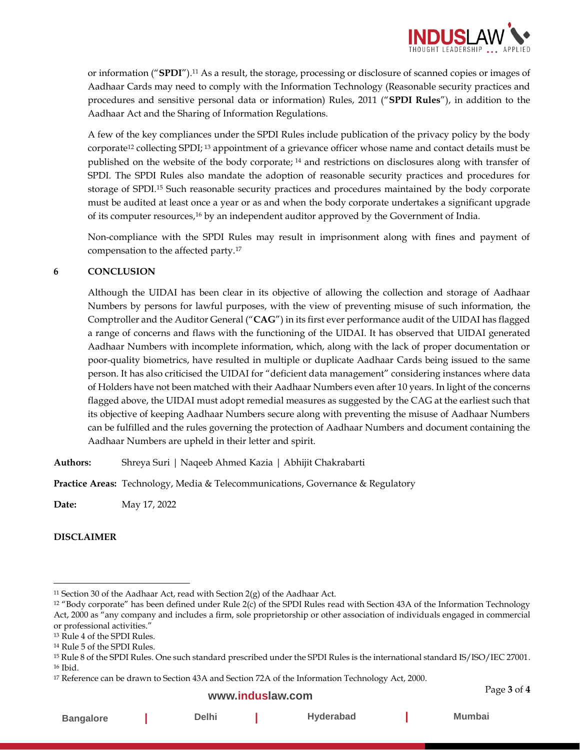or information ("**SPDI**").[11] As a result, the storage, processing or disclosure of scanned copies or images of Aadhaar Cards may need to comply with the Information Technology (Reasonable security practices and procedures and sensitive personal data or information) Rules, 2011 ("**SPDI Rules**"), in addition to the Aadhaar Act and the Sharing of Information Regulations.

A few of the key compliances under the SPDI Rules include publication of the privacy policy by the body corporate[12] collecting SPDI; [13] appointment of a grievance officer whose name and contact details must be published on the website of the body corporate; [14] and restrictions on disclosures along with transfer of SPDI. The SPDI Rules also mandate the adoption of reasonable security practices and procedures for storage of SPDI.[15] Such reasonable security practices and procedures maintained by the body corporate must be audited at least once a year or as and when the body corporate undertakes a significant upgrade of its computer resources,[16] by an independent auditor approved by the Government of India.

Non-compliance with the SPDI Rules may result in imprisonment along with fines and payment of compensation to the affected party.[17]

## 6 CONCLUSION

Although the UIDAI has been clear in its objective of allowing the collection and storage of Aadhaar Numbers by persons for lawful purposes, with the view of preventing misuse of such information, the Comptroller and the Auditor General ("**CAG**") in its first ever performance audit of the UIDAI has flagged a range of concerns and flaws with the functioning of the UIDAI. It has observed that UIDAI generated Aadhaar Numbers with incomplete information, which, along with the lack of proper documentation or poor-quality biometrics, have resulted in multiple or duplicate Aadhaar Cards being issued to the same person. It has also criticised the UIDAI for "deficient data management" considering instances where data of Holders have not been matched with their Aadhaar Numbers even after 10 years. In light of the concerns flagged above, the UIDAI must adopt remedial measures as suggested by the CAG at the earliest such that its objective of keeping Aadhaar Numbers secure along with preventing the misuse of Aadhaar Numbers can be fulfilled and the rules governing the protection of Aadhaar Numbers and document containing the Aadhaar Numbers are upheld in their letter and spirit.

**Authors:** Shreya Suri | Naqeeb Ahmed Kazia | Abhijit Chakrabarti

**Practice Areas:** Technology, Media & Telecommunications, Governance & Regulatory

**Date:** May 17, 2022

**DISCLAIMER**

---

[11] Section 30 of the Aadhaar Act, read with Section 2(g) of the Aadhaar Act.

[12] "Body corporate" has been defined under Rule 2(c) of the SPDI Rules read with Section 43A of the Information Technology Act, 2000 as "any company and includes a firm, sole proprietorship or other association of individuals engaged in commercial or professional activities."

[13] Rule 4 of the SPDI Rules.

[14] Rule 5 of the SPDI Rules.

[15] Rule 8 of the SPDI Rules. One such standard prescribed under the SPDI Rules is the international standard IS/ISO/IEC 27001.

[16] Ibid.

[17] Reference can be drawn to Section 43A and Section 72A of the Information Technology Act, 2000.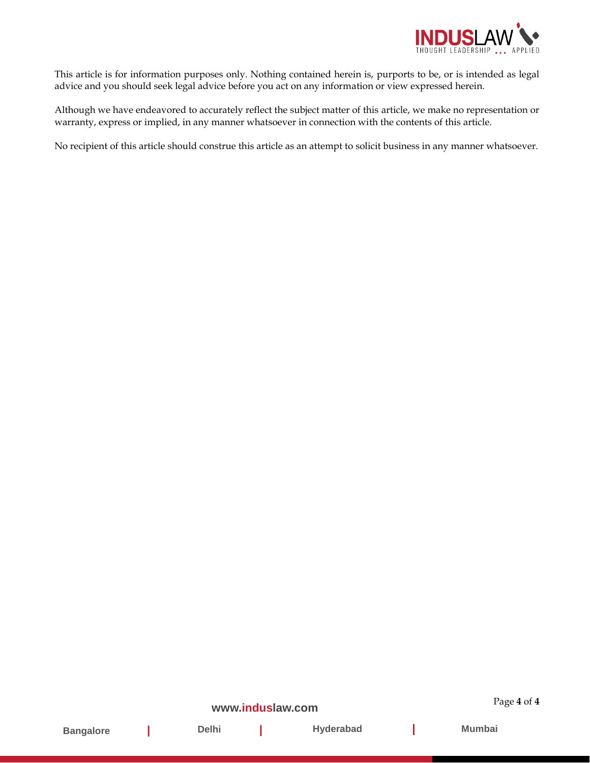This article is for information purposes only. Nothing contained herein is, purports to be, or is intended as legal advice and you should seek legal advice before you act on any information or view expressed herein.

Although we have endeavored to accurately reflect the subject matter of this article, we make no representation or warranty, express or implied, in any manner whatsoever in connection with the contents of this article.

No recipient of this article should construe this article as an attempt to solicit business in any manner whatsoever.